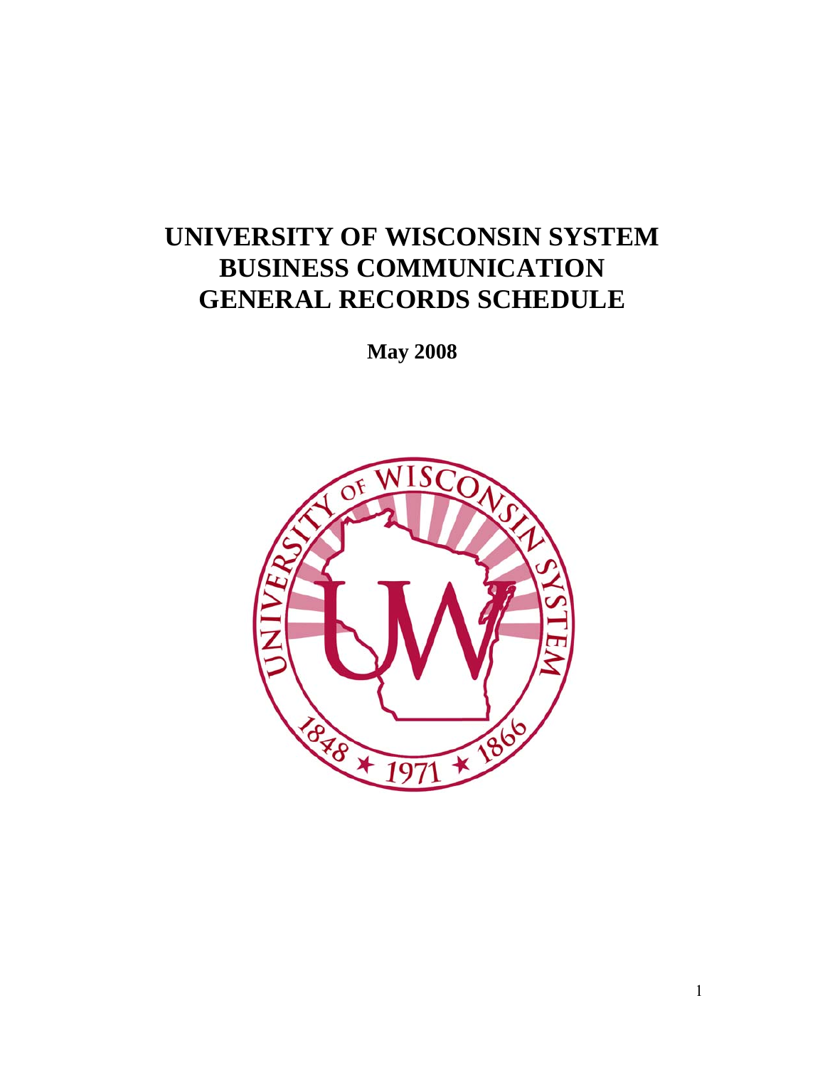# UNIVERSITY OF WISCONSIN SYSTEM BUSINESS COMMUNICATION GENERAL RECORDS SCHEDULE

**May 2008**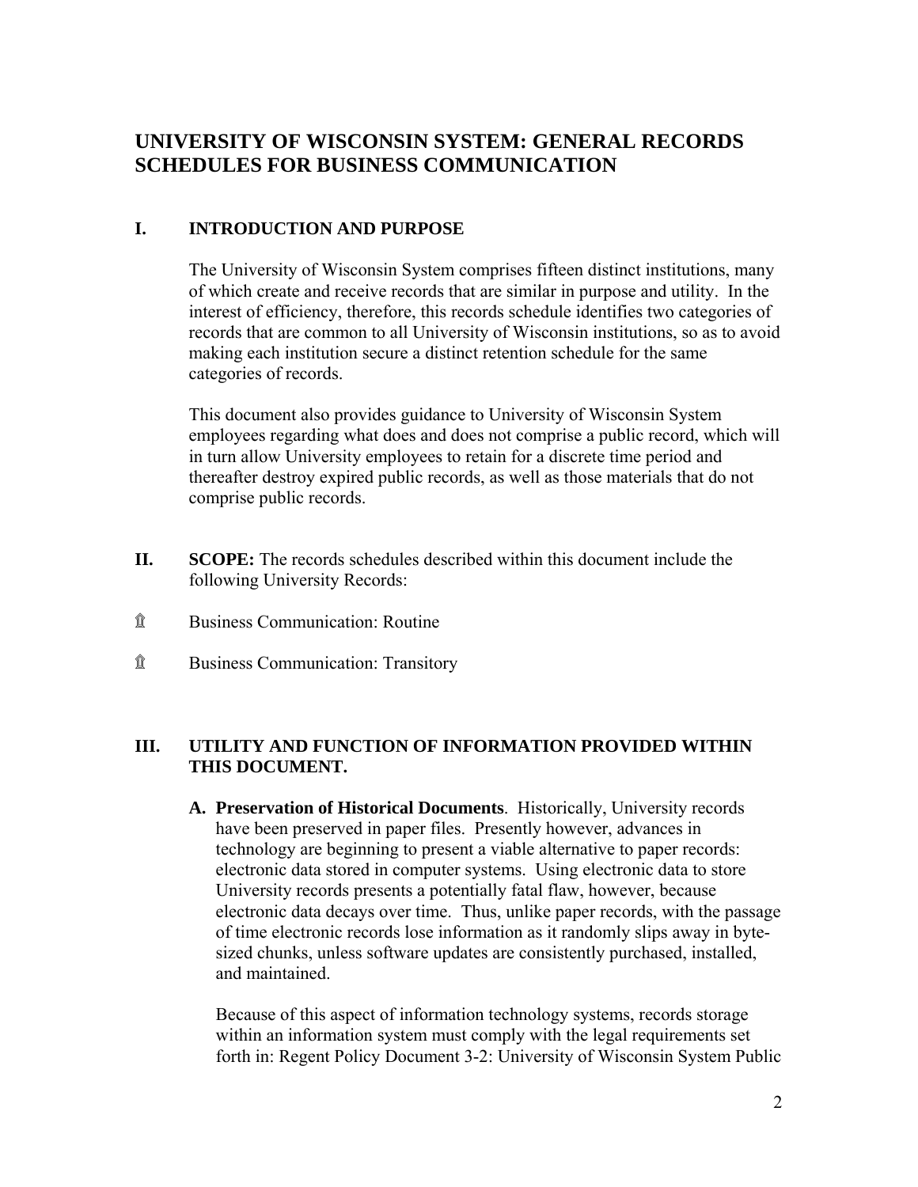# UNIVERSITY OF WISCONSIN SYSTEM: GENERAL RECORDS SCHEDULES FOR BUSINESS COMMUNICATION

## I. INTRODUCTION AND PURPOSE

The University of Wisconsin System comprises fifteen distinct institutions, many of which create and receive records that are similar in purpose and utility. In the interest of efficiency, therefore, this records schedule identifies two categories of records that are common to all University of Wisconsin institutions, so as to avoid making each institution secure a distinct retention schedule for the same categories of records.

This document also provides guidance to University of Wisconsin System employees regarding what does and does not comprise a public record, which will in turn allow University employees to retain for a discrete time period and thereafter destroy expired public records, as well as those materials that do not comprise public records.

## II. SCOPE:

The records schedules described within this document include the following University Records:

- Business Communication: Routine
- Business Communication: Transitory

## III. UTILITY AND FUNCTION OF INFORMATION PROVIDED WITHIN THIS DOCUMENT.

**A. Preservation of Historical Documents**. Historically, University records have been preserved in paper files. Presently however, advances in technology are beginning to present a viable alternative to paper records: electronic data stored in computer systems. Using electronic data to store University records presents a potentially fatal flaw, however, because electronic data decays over time. Thus, unlike paper records, with the passage of time electronic records lose information as it randomly slips away in byte-sized chunks, unless software updates are consistently purchased, installed, and maintained.

Because of this aspect of information technology systems, records storage within an information system must comply with the legal requirements set forth in: Regent Policy Document 3-2: University of Wisconsin System Public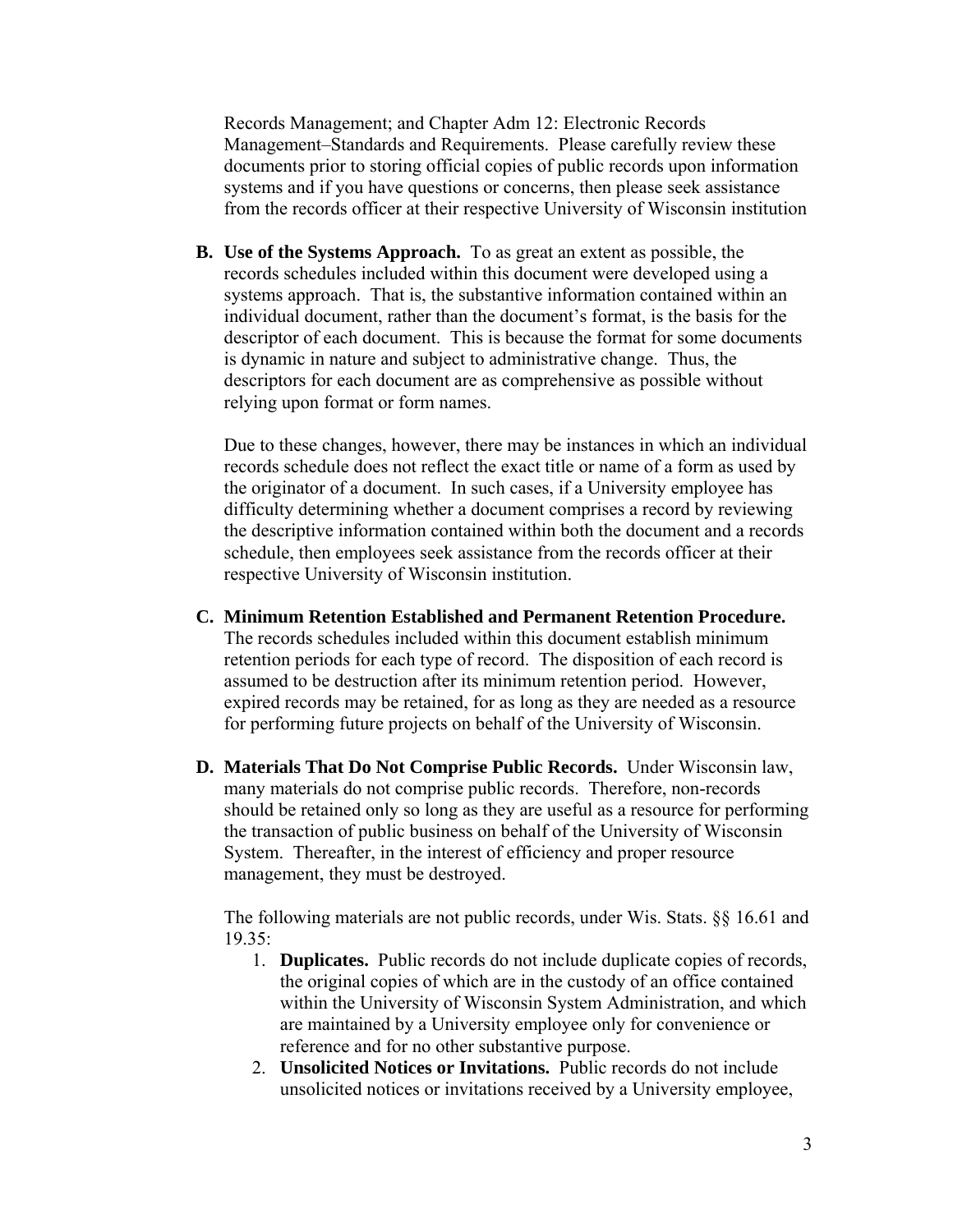Records Management; and Chapter Adm 12: Electronic Records Management–Standards and Requirements. Please carefully review these documents prior to storing official copies of public records upon information systems and if you have questions or concerns, then please seek assistance from the records officer at their respective University of Wisconsin institution

**B. Use of the Systems Approach.** To as great an extent as possible, the records schedules included within this document were developed using a systems approach. That is, the substantive information contained within an individual document, rather than the document's format, is the basis for the descriptor of each document. This is because the format for some documents is dynamic in nature and subject to administrative change. Thus, the descriptors for each document are as comprehensive as possible without relying upon format or form names.

Due to these changes, however, there may be instances in which an individual records schedule does not reflect the exact title or name of a form as used by the originator of a document. In such cases, if a University employee has difficulty determining whether a document comprises a record by reviewing the descriptive information contained within both the document and a records schedule, then employees seek assistance from the records officer at their respective University of Wisconsin institution.

**C. Minimum Retention Established and Permanent Retention Procedure.** The records schedules included within this document establish minimum retention periods for each type of record. The disposition of each record is assumed to be destruction after its minimum retention period. However, expired records may be retained, for as long as they are needed as a resource for performing future projects on behalf of the University of Wisconsin.

**D. Materials That Do Not Comprise Public Records.** Under Wisconsin law, many materials do not comprise public records. Therefore, non-records should be retained only so long as they are useful as a resource for performing the transaction of public business on behalf of the University of Wisconsin System. Thereafter, in the interest of efficiency and proper resource management, they must be destroyed.

The following materials are not public records, under Wis. Stats. §§ 16.61 and 19.35:

1. **Duplicates.** Public records do not include duplicate copies of records, the original copies of which are in the custody of an office contained within the University of Wisconsin System Administration, and which are maintained by a University employee only for convenience or reference and for no other substantive purpose.
2. **Unsolicited Notices or Invitations.** Public records do not include unsolicited notices or invitations received by a University employee,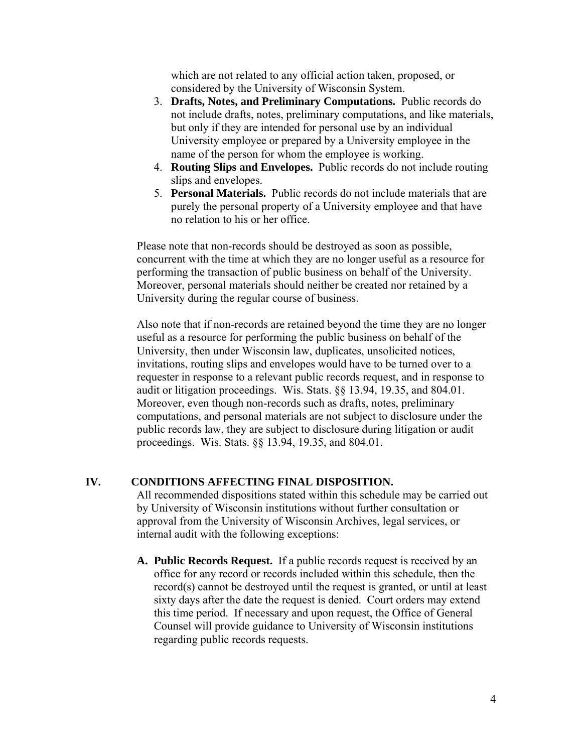which are not related to any official action taken, proposed, or considered by the University of Wisconsin System.

3. **Drafts, Notes, and Preliminary Computations.** Public records do not include drafts, notes, preliminary computations, and like materials, but only if they are intended for personal use by an individual University employee or prepared by a University employee in the name of the person for whom the employee is working.
4. **Routing Slips and Envelopes.** Public records do not include routing slips and envelopes.
5. **Personal Materials.** Public records do not include materials that are purely the personal property of a University employee and that have no relation to his or her office.

Please note that non-records should be destroyed as soon as possible, concurrent with the time at which they are no longer useful as a resource for performing the transaction of public business on behalf of the University. Moreover, personal materials should neither be created nor retained by a University during the regular course of business.

Also note that if non-records are retained beyond the time they are no longer useful as a resource for performing the public business on behalf of the University, then under Wisconsin law, duplicates, unsolicited notices, invitations, routing slips and envelopes would have to be turned over to a requester in response to a relevant public records request, and in response to audit or litigation proceedings. Wis. Stats. §§ 13.94, 19.35, and 804.01. Moreover, even though non-records such as drafts, notes, preliminary computations, and personal materials are not subject to disclosure under the public records law, they are subject to disclosure during litigation or audit proceedings. Wis. Stats. §§ 13.94, 19.35, and 804.01.

## IV. CONDITIONS AFFECTING FINAL DISPOSITION.

All recommended dispositions stated within this schedule may be carried out by University of Wisconsin institutions without further consultation or approval from the University of Wisconsin Archives, legal services, or internal audit with the following exceptions:

**A. Public Records Request.** If a public records request is received by an office for any record or records included within this schedule, then the record(s) cannot be destroyed until the request is granted, or until at least sixty days after the date the request is denied. Court orders may extend this time period. If necessary and upon request, the Office of General Counsel will provide guidance to University of Wisconsin institutions regarding public records requests.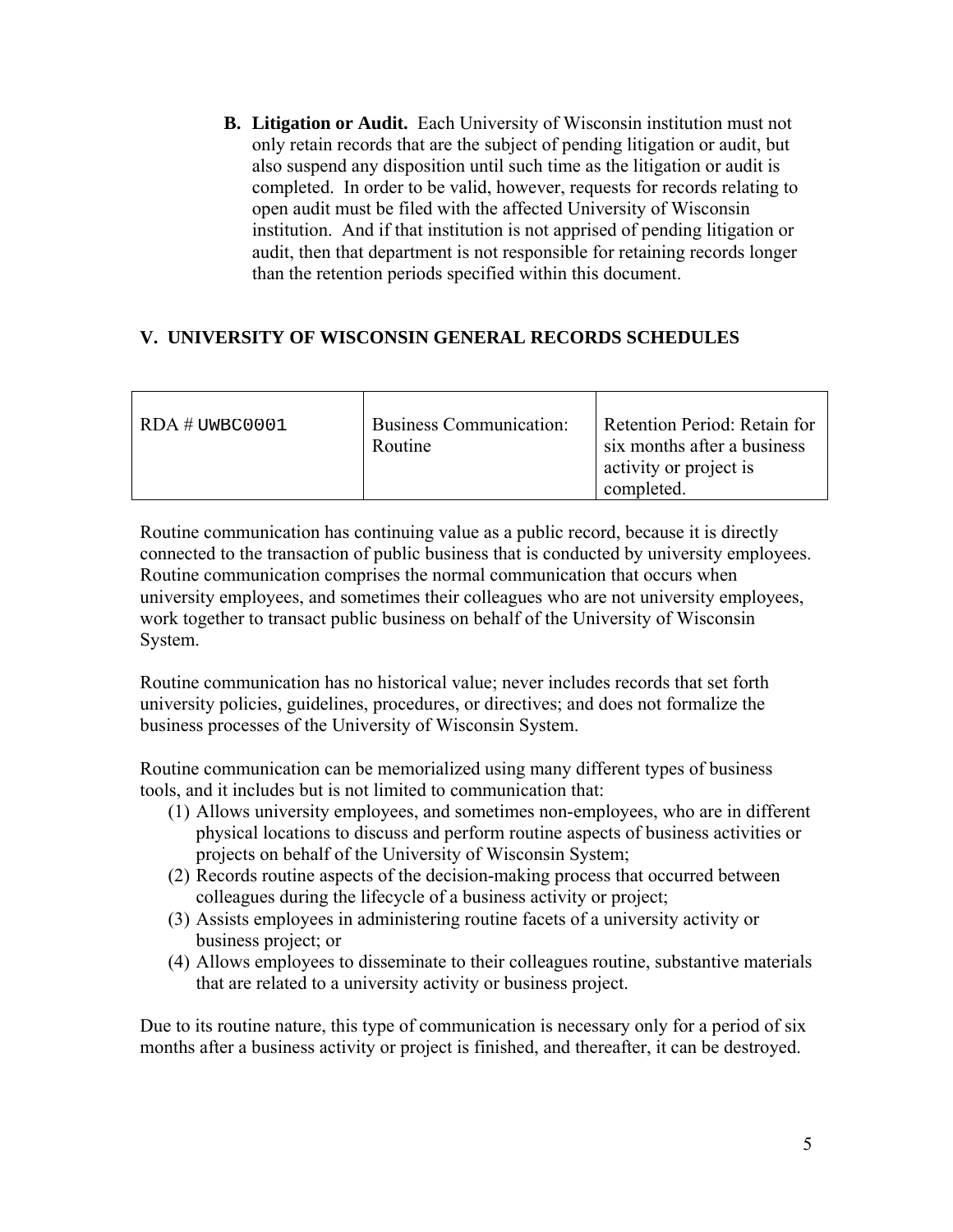**B. Litigation or Audit.** Each University of Wisconsin institution must not only retain records that are the subject of pending litigation or audit, but also suspend any disposition until such time as the litigation or audit is completed. In order to be valid, however, requests for records relating to open audit must be filed with the affected University of Wisconsin institution. And if that institution is not apprised of pending litigation or audit, then that department is not responsible for retaining records longer than the retention periods specified within this document.

## V. UNIVERSITY OF WISCONSIN GENERAL RECORDS SCHEDULES

| RDA # UWBC0001 | Business Communication: Routine | Retention Period: Retain for six months after a business activity or project is completed. |
|---|---|---|

Routine communication has continuing value as a public record, because it is directly connected to the transaction of public business that is conducted by university employees. Routine communication comprises the normal communication that occurs when university employees, and sometimes their colleagues who are not university employees, work together to transact public business on behalf of the University of Wisconsin System.

Routine communication has no historical value; never includes records that set forth university policies, guidelines, procedures, or directives; and does not formalize the business processes of the University of Wisconsin System.

Routine communication can be memorialized using many different types of business tools, and it includes but is not limited to communication that:

(1) Allows university employees, and sometimes non-employees, who are in different physical locations to discuss and perform routine aspects of business activities or projects on behalf of the University of Wisconsin System;
(2) Records routine aspects of the decision-making process that occurred between colleagues during the lifecycle of a business activity or project;
(3) Assists employees in administering routine facets of a university activity or business project; or
(4) Allows employees to disseminate to their colleagues routine, substantive materials that are related to a university activity or business project.

Due to its routine nature, this type of communication is necessary only for a period of six months after a business activity or project is finished, and thereafter, it can be destroyed.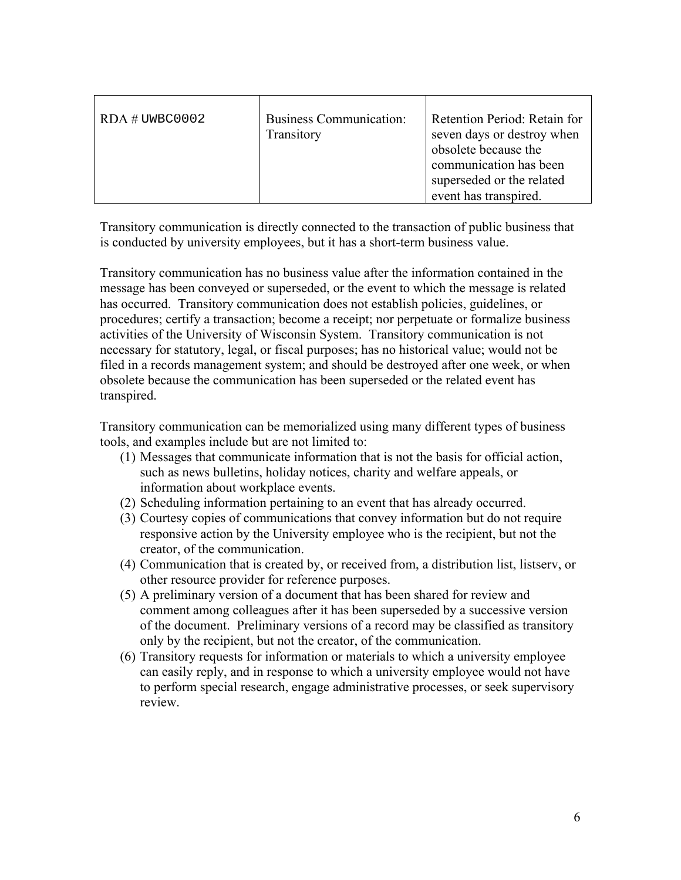| | | |
|---|---|---|
| RDA # UWBC0002 | Business Communication: Transitory | Retention Period: Retain for seven days or destroy when obsolete because the communication has been superseded or the related event has transpired. |

Transitory communication is directly connected to the transaction of public business that is conducted by university employees, but it has a short-term business value.

Transitory communication has no business value after the information contained in the message has been conveyed or superseded, or the event to which the message is related has occurred. Transitory communication does not establish policies, guidelines, or procedures; certify a transaction; become a receipt; nor perpetuate or formalize business activities of the University of Wisconsin System. Transitory communication is not necessary for statutory, legal, or fiscal purposes; has no historical value; would not be filed in a records management system; and should be destroyed after one week, or when obsolete because the communication has been superseded or the related event has transpired.

Transitory communication can be memorialized using many different types of business tools, and examples include but are not limited to:

(1) Messages that communicate information that is not the basis for official action, such as news bulletins, holiday notices, charity and welfare appeals, or information about workplace events.
(2) Scheduling information pertaining to an event that has already occurred.
(3) Courtesy copies of communications that convey information but do not require responsive action by the University employee who is the recipient, but not the creator, of the communication.
(4) Communication that is created by, or received from, a distribution list, listserv, or other resource provider for reference purposes.
(5) A preliminary version of a document that has been shared for review and comment among colleagues after it has been superseded by a successive version of the document. Preliminary versions of a record may be classified as transitory only by the recipient, but not the creator, of the communication.
(6) Transitory requests for information or materials to which a university employee can easily reply, and in response to which a university employee would not have to perform special research, engage administrative processes, or seek supervisory review.